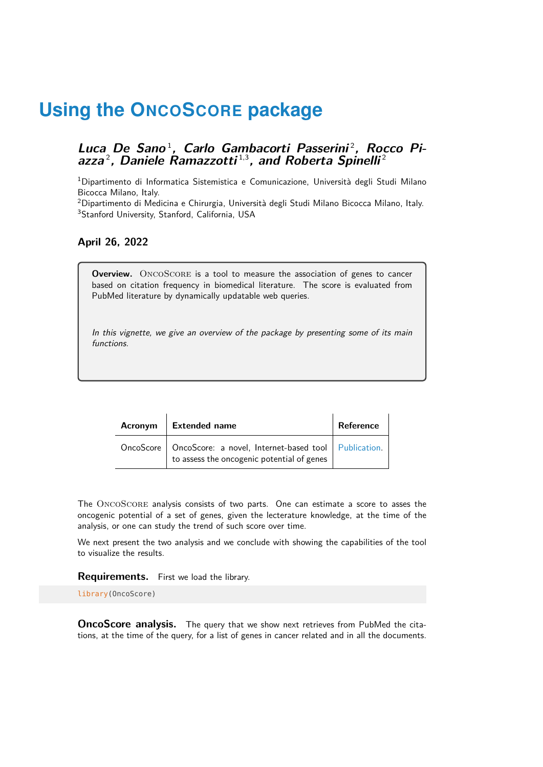# Using the OncoScore package

***Luca De Sano*** [1]***, Carlo Gambacorti Passerini*** [2]***, Rocco Piazza*** [2]***, Daniele Ramazzotti*** [1,3]***, and Roberta Spinelli*** [2]

[1]Dipartimento di Informatica Sistemistica e Comunicazione, Università degli Studi Milano Bicocca Milano, Italy.
[2]Dipartimento di Medicina e Chirurgia, Università degli Studi Milano Bicocca Milano, Italy.
[3]Stanford University, Stanford, California, USA

**April 26, 2022**

> **Overview.** OncoScore is a tool to measure the association of genes to cancer based on citation frequency in biomedical literature. The score is evaluated from PubMed literature by dynamically updatable web queries.
>
> *In this vignette, we give an overview of the package by presenting some of its main functions.*

| Acronym | Extended name | Reference |
|---|---|---|
| OncoScore | OncoScore: a novel, Internet-based tool to assess the oncogenic potential of genes | Publication. |

The OncoScore analysis consists of two parts. One can estimate a score to asses the oncogenic potential of a set of genes, given the lecterature knowledge, at the time of the analysis, or one can study the trend of such score over time.

We next present the two analysis and we conclude with showing the capabilities of the tool to visualize the results.

**Requirements.** First we load the library.

```
library(OncoScore)
```

**OncoScore analysis.** The query that we show next retrieves from PubMed the citations, at the time of the query, for a list of genes in cancer related and in all the documents.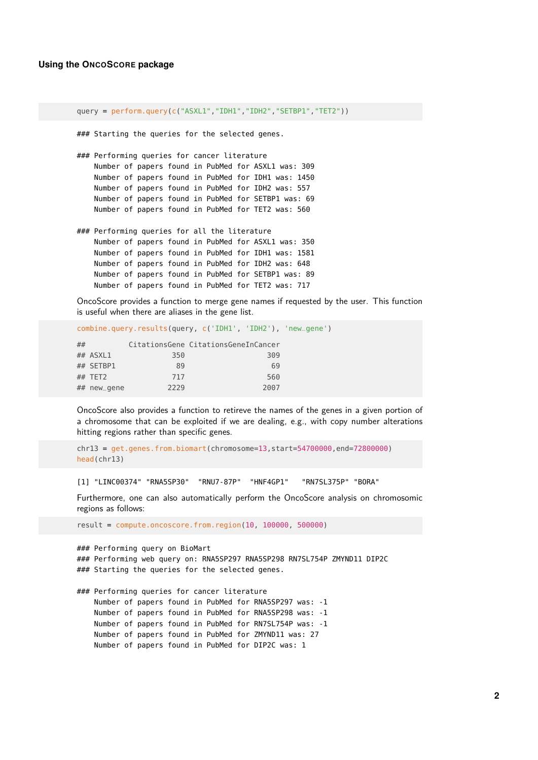**Using the OncoScore package**

```
query = perform.query(c("ASXL1","IDH1","IDH2","SETBP1","TET2"))
```

```
### Starting the queries for the selected genes.

### Performing queries for cancer literature
    Number of papers found in PubMed for ASXL1 was: 309
    Number of papers found in PubMed for IDH1 was: 1450
    Number of papers found in PubMed for IDH2 was: 557
    Number of papers found in PubMed for SETBP1 was: 69
    Number of papers found in PubMed for TET2 was: 560

### Performing queries for all the literature
    Number of papers found in PubMed for ASXL1 was: 350
    Number of papers found in PubMed for IDH1 was: 1581
    Number of papers found in PubMed for IDH2 was: 648
    Number of papers found in PubMed for SETBP1 was: 89
    Number of papers found in PubMed for TET2 was: 717
```

OncoScore provides a function to merge gene names if requested by the user. This function is useful when there are aliases in the gene list.

```
combine.query.results(query, c('IDH1', 'IDH2'), 'new_gene')
```

```
##          CitationsGene CitationsGeneInCancer
## ASXL1              350                   309
## SETBP1              89                    69
## TET2               717                   560
## new_gene          2229                  2007
```

OncoScore also provides a function to retireve the names of the genes in a given portion of a chromosome that can be exploited if we are dealing, e.g., with copy number alterations hitting regions rather than specific genes.

```
chr13 = get.genes.from.biomart(chromosome=13,start=54700000,end=72800000)
head(chr13)
```

```
[1] "LINC00374" "RNA5SP30"  "RNU7-87P"  "HNF4GP1"   "RN7SL375P" "BORA"
```

Furthermore, one can also automatically perform the OncoScore analysis on chromosomic regions as follows:

```
result = compute.oncoscore.from.region(10, 100000, 500000)
```

```
### Performing query on BioMart
### Performing web query on: RNA5SP297 RNA5SP298 RN7SL754P ZMYND11 DIP2C
### Starting the queries for the selected genes.

### Performing queries for cancer literature
    Number of papers found in PubMed for RNA5SP297 was: -1
    Number of papers found in PubMed for RNA5SP298 was: -1
    Number of papers found in PubMed for RN7SL754P was: -1
    Number of papers found in PubMed for ZMYND11 was: 27
    Number of papers found in PubMed for DIP2C was: 1
```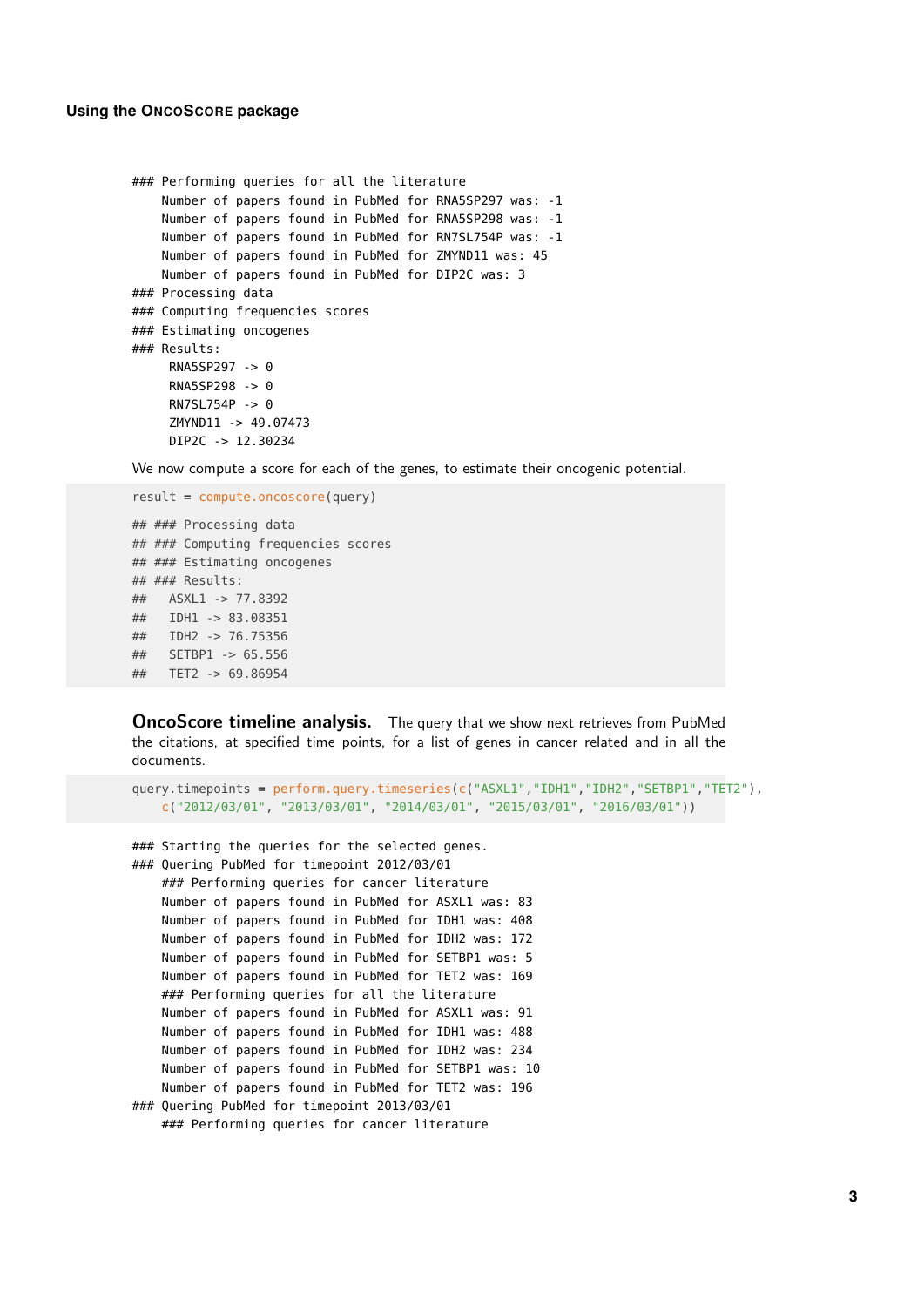```
### Performing queries for all the literature
    Number of papers found in PubMed for RNA5SP297 was: -1
    Number of papers found in PubMed for RNA5SP298 was: -1
    Number of papers found in PubMed for RN7SL754P was: -1
    Number of papers found in PubMed for ZMYND11 was: 45
    Number of papers found in PubMed for DIP2C was: 3
### Processing data
### Computing frequencies scores
### Estimating oncogenes
### Results:
     RNA5SP297 -> 0
     RNA5SP298 -> 0
     RN7SL754P -> 0
     ZMYND11 -> 49.07473
     DIP2C -> 12.30234
```

We now compute a score for each of the genes, to estimate their oncogenic potential.

```
result = compute.oncoscore(query)

## ### Processing data
## ### Computing frequencies scores
## ### Estimating oncogenes
## ### Results:
##   ASXL1 -> 77.8392
##   IDH1 -> 83.08351
##   IDH2 -> 76.75356
##   SETBP1 -> 65.556
##   TET2 -> 69.86954
```

**OncoScore timeline analysis.** The query that we show next retrieves from PubMed the citations, at specified time points, for a list of genes in cancer related and in all the documents.

```
query.timepoints = perform.query.timeseries(c("ASXL1","IDH1","IDH2","SETBP1","TET2"),
    c("2012/03/01", "2013/03/01", "2014/03/01", "2015/03/01", "2016/03/01"))
```

```
### Starting the queries for the selected genes.
### Quering PubMed for timepoint 2012/03/01
    ### Performing queries for cancer literature
    Number of papers found in PubMed for ASXL1 was: 83
    Number of papers found in PubMed for IDH1 was: 408
    Number of papers found in PubMed for IDH2 was: 172
    Number of papers found in PubMed for SETBP1 was: 5
    Number of papers found in PubMed for TET2 was: 169
    ### Performing queries for all the literature
    Number of papers found in PubMed for ASXL1 was: 91
    Number of papers found in PubMed for IDH1 was: 488
    Number of papers found in PubMed for IDH2 was: 234
    Number of papers found in PubMed for SETBP1 was: 10
    Number of papers found in PubMed for TET2 was: 196
### Quering PubMed for timepoint 2013/03/01
    ### Performing queries for cancer literature
```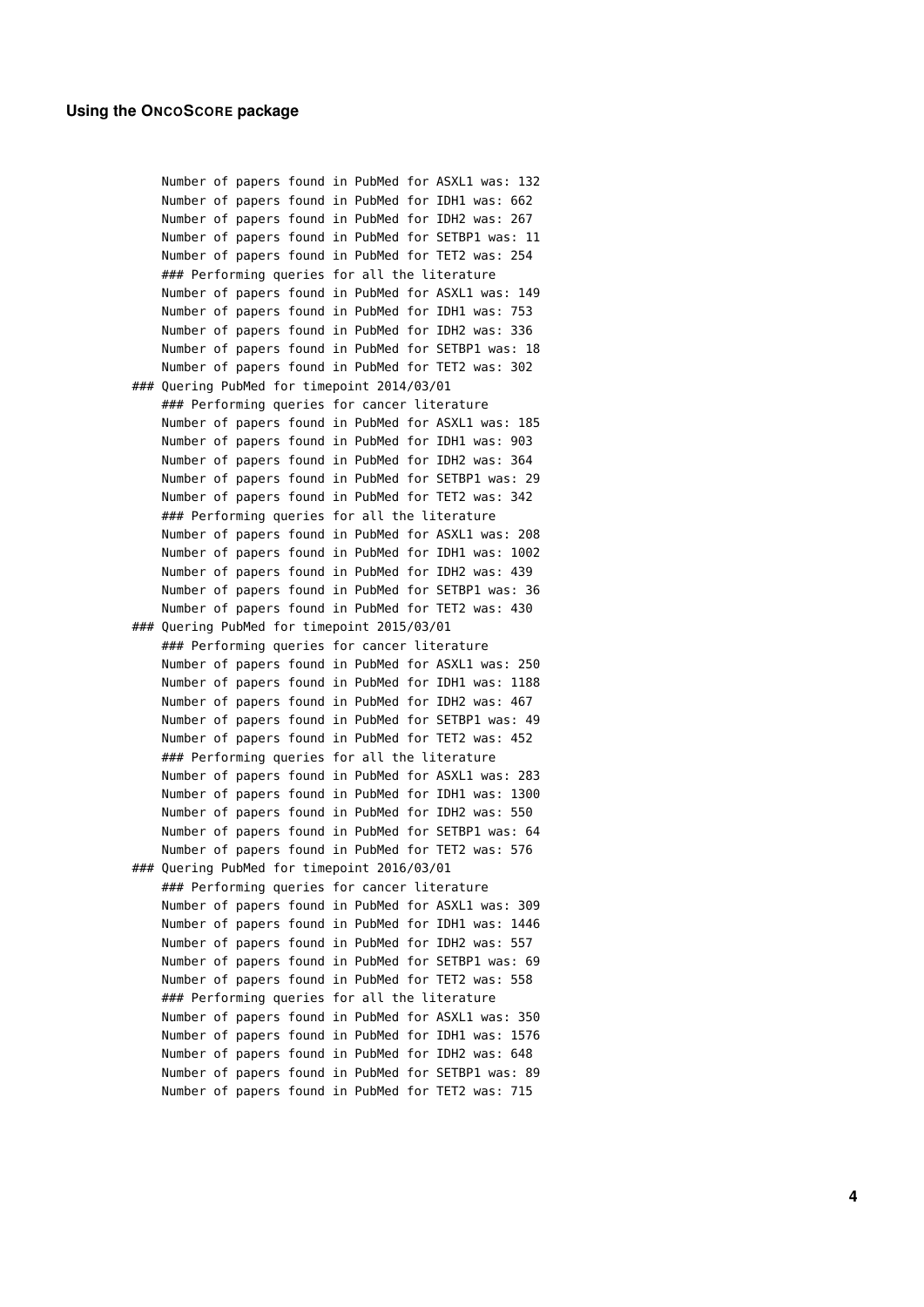```
    Number of papers found in PubMed for ASXL1 was: 132
    Number of papers found in PubMed for IDH1 was: 662
    Number of papers found in PubMed for IDH2 was: 267
    Number of papers found in PubMed for SETBP1 was: 11
    Number of papers found in PubMed for TET2 was: 254
    ### Performing queries for all the literature
    Number of papers found in PubMed for ASXL1 was: 149
    Number of papers found in PubMed for IDH1 was: 753
    Number of papers found in PubMed for IDH2 was: 336
    Number of papers found in PubMed for SETBP1 was: 18
    Number of papers found in PubMed for TET2 was: 302
### Quering PubMed for timepoint 2014/03/01
    ### Performing queries for cancer literature
    Number of papers found in PubMed for ASXL1 was: 185
    Number of papers found in PubMed for IDH1 was: 903
    Number of papers found in PubMed for IDH2 was: 364
    Number of papers found in PubMed for SETBP1 was: 29
    Number of papers found in PubMed for TET2 was: 342
    ### Performing queries for all the literature
    Number of papers found in PubMed for ASXL1 was: 208
    Number of papers found in PubMed for IDH1 was: 1002
    Number of papers found in PubMed for IDH2 was: 439
    Number of papers found in PubMed for SETBP1 was: 36
    Number of papers found in PubMed for TET2 was: 430
### Quering PubMed for timepoint 2015/03/01
    ### Performing queries for cancer literature
    Number of papers found in PubMed for ASXL1 was: 250
    Number of papers found in PubMed for IDH1 was: 1188
    Number of papers found in PubMed for IDH2 was: 467
    Number of papers found in PubMed for SETBP1 was: 49
    Number of papers found in PubMed for TET2 was: 452
    ### Performing queries for all the literature
    Number of papers found in PubMed for ASXL1 was: 283
    Number of papers found in PubMed for IDH1 was: 1300
    Number of papers found in PubMed for IDH2 was: 550
    Number of papers found in PubMed for SETBP1 was: 64
    Number of papers found in PubMed for TET2 was: 576
### Quering PubMed for timepoint 2016/03/01
    ### Performing queries for cancer literature
    Number of papers found in PubMed for ASXL1 was: 309
    Number of papers found in PubMed for IDH1 was: 1446
    Number of papers found in PubMed for IDH2 was: 557
    Number of papers found in PubMed for SETBP1 was: 69
    Number of papers found in PubMed for TET2 was: 558
    ### Performing queries for all the literature
    Number of papers found in PubMed for ASXL1 was: 350
    Number of papers found in PubMed for IDH1 was: 1576
    Number of papers found in PubMed for IDH2 was: 648
    Number of papers found in PubMed for SETBP1 was: 89
    Number of papers found in PubMed for TET2 was: 715
```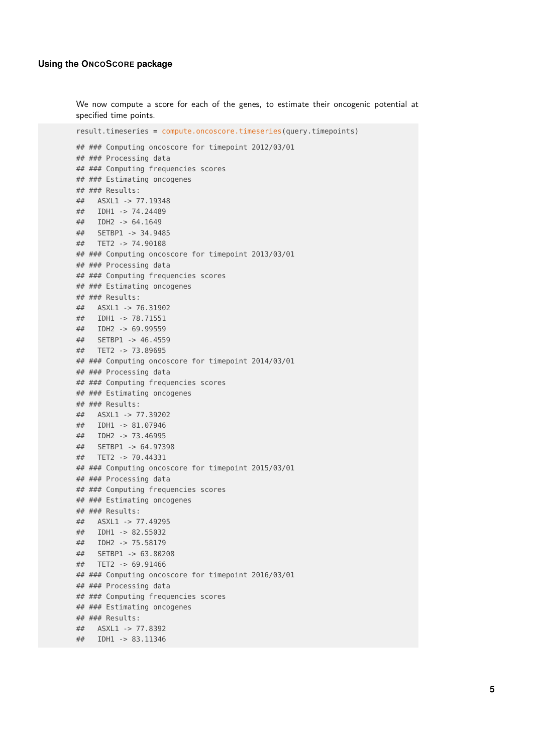We now compute a score for each of the genes, to estimate their oncogenic potential at specified time points.

```
result.timeseries = compute.oncoscore.timeseries(query.timepoints)

## ### Computing oncoscore for timepoint 2012/03/01
## ### Processing data
## ### Computing frequencies scores
## ### Estimating oncogenes
## ### Results:
##   ASXL1 -> 77.19348
##   IDH1 -> 74.24489
##   IDH2 -> 64.1649
##   SETBP1 -> 34.9485
##   TET2 -> 74.90108
## ### Computing oncoscore for timepoint 2013/03/01
## ### Processing data
## ### Computing frequencies scores
## ### Estimating oncogenes
## ### Results:
##   ASXL1 -> 76.31902
##   IDH1 -> 78.71551
##   IDH2 -> 69.99559
##   SETBP1 -> 46.4559
##   TET2 -> 73.89695
## ### Computing oncoscore for timepoint 2014/03/01
## ### Processing data
## ### Computing frequencies scores
## ### Estimating oncogenes
## ### Results:
##   ASXL1 -> 77.39202
##   IDH1 -> 81.07946
##   IDH2 -> 73.46995
##   SETBP1 -> 64.97398
##   TET2 -> 70.44331
## ### Computing oncoscore for timepoint 2015/03/01
## ### Processing data
## ### Computing frequencies scores
## ### Estimating oncogenes
## ### Results:
##   ASXL1 -> 77.49295
##   IDH1 -> 82.55032
##   IDH2 -> 75.58179
##   SETBP1 -> 63.80208
##   TET2 -> 69.91466
## ### Computing oncoscore for timepoint 2016/03/01
## ### Processing data
## ### Computing frequencies scores
## ### Estimating oncogenes
## ### Results:
##   ASXL1 -> 77.8392
##   IDH1 -> 83.11346
```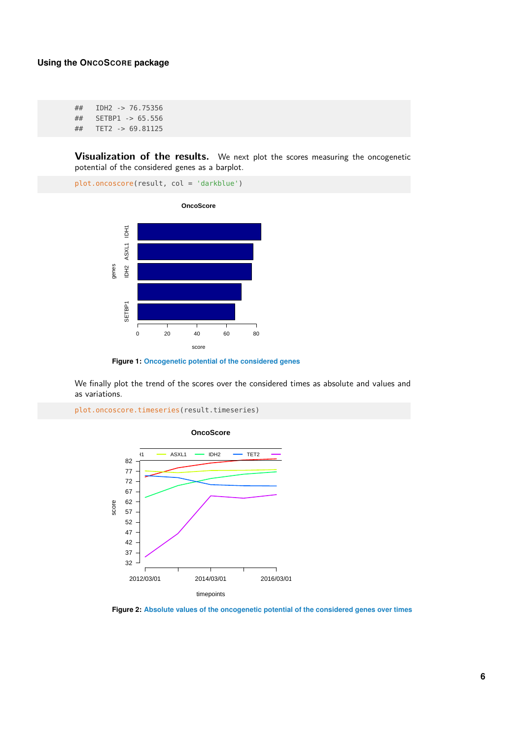```
##    IDH2 -> 76.75356
##    SETBP1 -> 65.556
##    TET2 -> 69.81125
```

**Visualization of the results.** We next plot the scores measuring the oncogenetic potential of the considered genes as a barplot.

```
plot.oncoscore(result, col = 'darkblue')
```

**Figure 1:** Oncogenetic potential of the considered genes

We finally plot the trend of the scores over the considered times as absolute and values and as variations.

```
plot.oncoscore.timeseries(result.timeseries)
```

**Figure 2:** Absolute values of the oncogenetic potential of the considered genes over times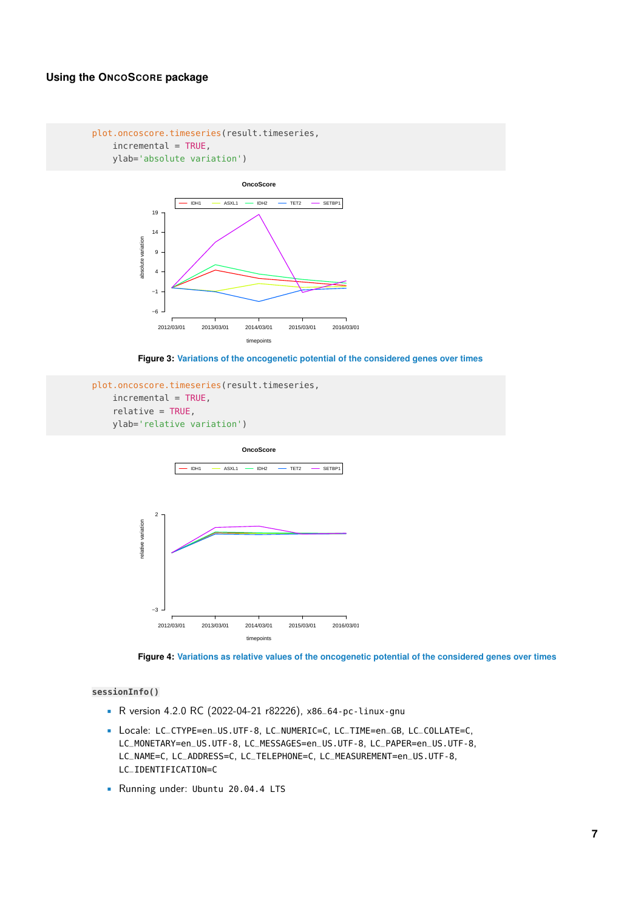```
plot.oncoscore.timeseries(result.timeseries,
    incremental = TRUE,
    ylab='absolute variation')
```

Figure 3: Variations of the oncogenetic potential of the considered genes over times

```
plot.oncoscore.timeseries(result.timeseries,
    incremental = TRUE,
    relative = TRUE,
    ylab='relative variation')
```

Figure 4: Variations as relative values of the oncogenetic potential of the considered genes over times

```
sessionInfo()
```

- R version 4.2.0 RC (2022-04-21 r82226), x86_64-pc-linux-gnu
- Locale: LC_CTYPE=en_US.UTF-8, LC_NUMERIC=C, LC_TIME=en_GB, LC_COLLATE=C, LC_MONETARY=en_US.UTF-8, LC_MESSAGES=en_US.UTF-8, LC_PAPER=en_US.UTF-8, LC_NAME=C, LC_ADDRESS=C, LC_TELEPHONE=C, LC_MEASUREMENT=en_US.UTF-8, LC_IDENTIFICATION=C
- Running under: Ubuntu 20.04.4 LTS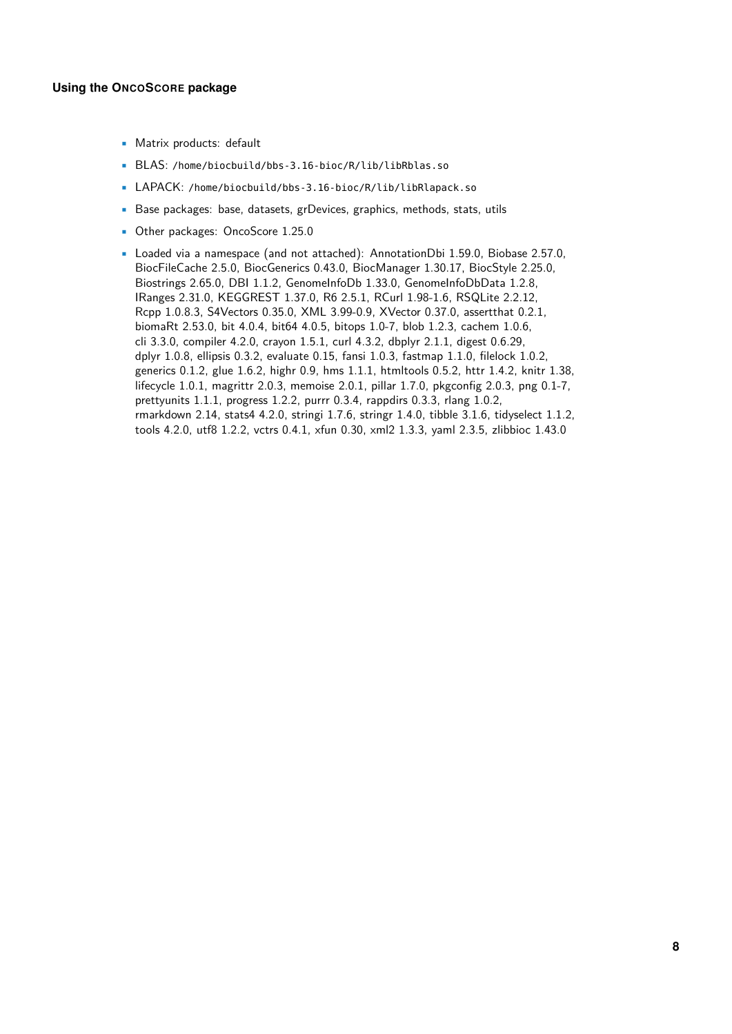- Matrix products: default
- BLAS: /home/biocbuild/bbs-3.16-bioc/R/lib/libRblas.so
- LAPACK: /home/biocbuild/bbs-3.16-bioc/R/lib/libRlapack.so
- Base packages: base, datasets, grDevices, graphics, methods, stats, utils
- Other packages: OncoScore 1.25.0
- Loaded via a namespace (and not attached): AnnotationDbi 1.59.0, Biobase 2.57.0, BiocFileCache 2.5.0, BiocGenerics 0.43.0, BiocManager 1.30.17, BiocStyle 2.25.0, Biostrings 2.65.0, DBI 1.1.2, GenomeInfoDb 1.33.0, GenomeInfoDbData 1.2.8, IRanges 2.31.0, KEGGREST 1.37.0, R6 2.5.1, RCurl 1.98-1.6, RSQLite 2.2.12, Rcpp 1.0.8.3, S4Vectors 0.35.0, XML 3.99-0.9, XVector 0.37.0, assertthat 0.2.1, biomaRt 2.53.0, bit 4.0.4, bit64 4.0.5, bitops 1.0-7, blob 1.2.3, cachem 1.0.6, cli 3.3.0, compiler 4.2.0, crayon 1.5.1, curl 4.3.2, dbplyr 2.1.1, digest 0.6.29, dplyr 1.0.8, ellipsis 0.3.2, evaluate 0.15, fansi 1.0.3, fastmap 1.1.0, filelock 1.0.2, generics 0.1.2, glue 1.6.2, highr 0.9, hms 1.1.1, htmltools 0.5.2, httr 1.4.2, knitr 1.38, lifecycle 1.0.1, magrittr 2.0.3, memoise 2.0.1, pillar 1.7.0, pkgconfig 2.0.3, png 0.1-7, prettyunits 1.1.1, progress 1.2.2, purrr 0.3.4, rappdirs 0.3.3, rlang 1.0.2, rmarkdown 2.14, stats4 4.2.0, stringi 1.7.6, stringr 1.4.0, tibble 3.1.6, tidyselect 1.1.2, tools 4.2.0, utf8 1.2.2, vctrs 0.4.1, xfun 0.30, xml2 1.3.3, yaml 2.3.5, zlibbioc 1.43.0